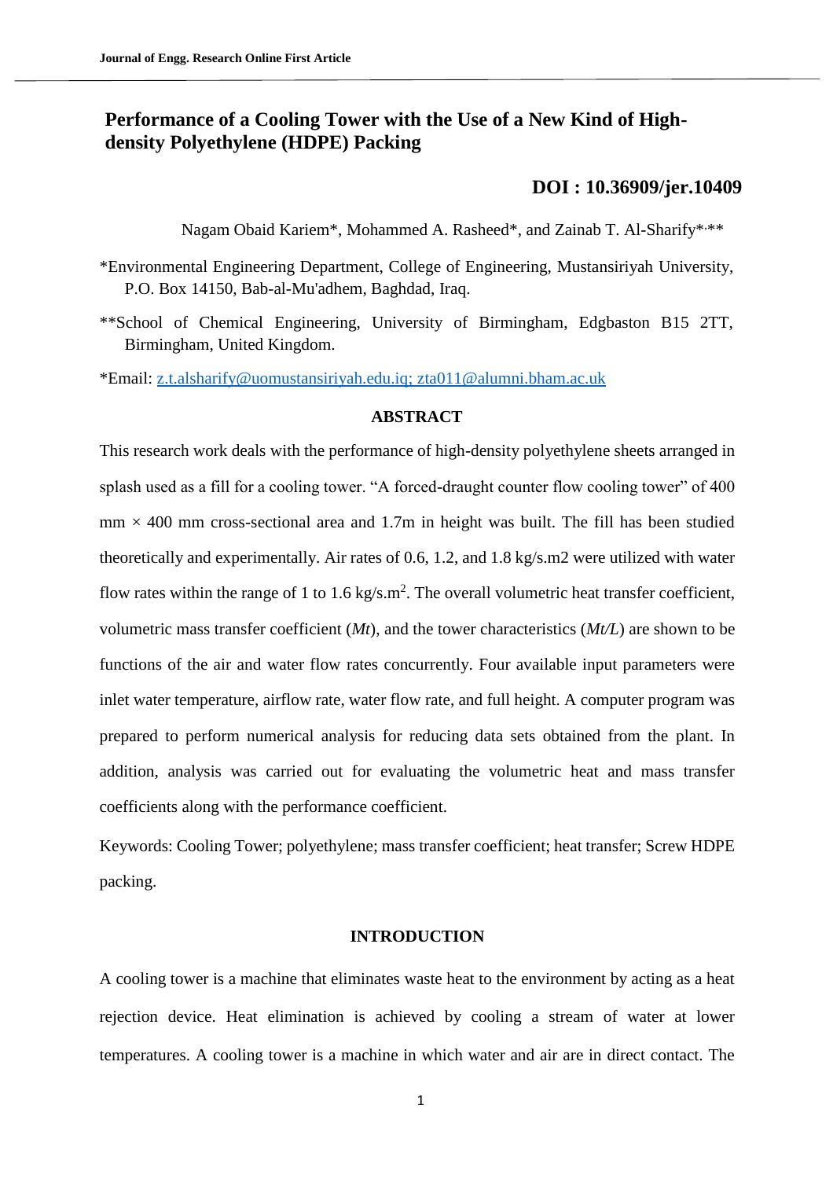# Performance of a Cooling Tower with the Use of a New Kind of High-density Polyethylene (HDPE) Packing

**DOI : 10.36909/jer.10409**

Nagam Obaid Kariem*, Mohammed A. Rasheed*, and Zainab T. Al-Sharify*,**

*Environmental Engineering Department, College of Engineering, Mustansiriyah University, P.O. Box 14150, Bab-al-Mu'adhem, Baghdad, Iraq.

**School of Chemical Engineering, University of Birmingham, Edgbaston B15 2TT, Birmingham, United Kingdom.

*Email: z.t.alsharify@uomustansiriyah.edu.iq; zta011@alumni.bham.ac.uk

## ABSTRACT

This research work deals with the performance of high-density polyethylene sheets arranged in splash used as a fill for a cooling tower. "A forced-draught counter flow cooling tower" of 400 mm × 400 mm cross-sectional area and 1.7m in height was built. The fill has been studied theoretically and experimentally. Air rates of 0.6, 1.2, and 1.8 kg/s.m2 were utilized with water flow rates within the range of 1 to 1.6 kg/s.m$^2$. The overall volumetric heat transfer coefficient, volumetric mass transfer coefficient (*Mt*), and the tower characteristics (*Mt/L*) are shown to be functions of the air and water flow rates concurrently. Four available input parameters were inlet water temperature, airflow rate, water flow rate, and full height. A computer program was prepared to perform numerical analysis for reducing data sets obtained from the plant. In addition, analysis was carried out for evaluating the volumetric heat and mass transfer coefficients along with the performance coefficient.

Keywords: Cooling Tower; polyethylene; mass transfer coefficient; heat transfer; Screw HDPE packing.

## INTRODUCTION

A cooling tower is a machine that eliminates waste heat to the environment by acting as a heat rejection device. Heat elimination is achieved by cooling a stream of water at lower temperatures. A cooling tower is a machine in which water and air are in direct contact. The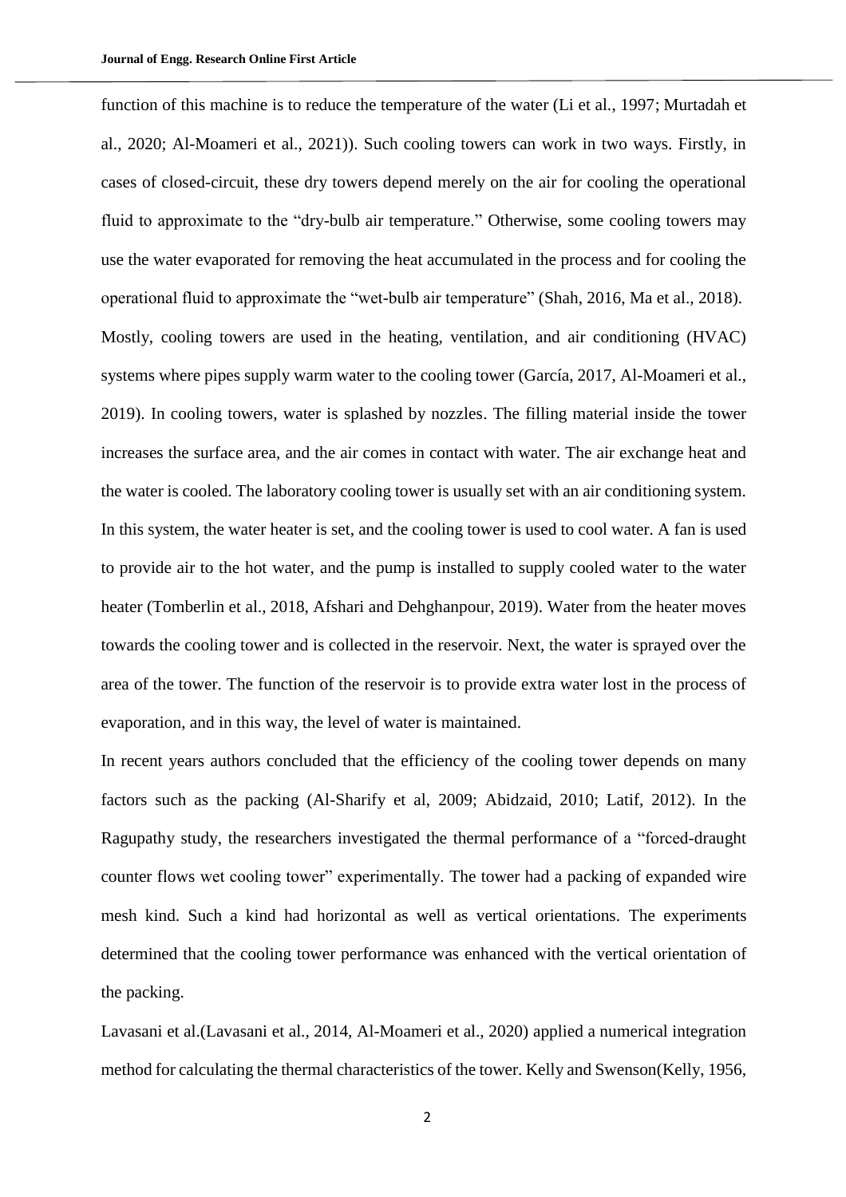function of this machine is to reduce the temperature of the water (Li et al., 1997; Murtadah et al., 2020; Al-Moameri et al., 2021)). Such cooling towers can work in two ways. Firstly, in cases of closed-circuit, these dry towers depend merely on the air for cooling the operational fluid to approximate to the "dry-bulb air temperature." Otherwise, some cooling towers may use the water evaporated for removing the heat accumulated in the process and for cooling the operational fluid to approximate the "wet-bulb air temperature" (Shah, 2016, Ma et al., 2018). Mostly, cooling towers are used in the heating, ventilation, and air conditioning (HVAC) systems where pipes supply warm water to the cooling tower (García, 2017, Al-Moameri et al., 2019). In cooling towers, water is splashed by nozzles. The filling material inside the tower increases the surface area, and the air comes in contact with water. The air exchange heat and the water is cooled. The laboratory cooling tower is usually set with an air conditioning system. In this system, the water heater is set, and the cooling tower is used to cool water. A fan is used to provide air to the hot water, and the pump is installed to supply cooled water to the water heater (Tomberlin et al., 2018, Afshari and Dehghanpour, 2019). Water from the heater moves towards the cooling tower and is collected in the reservoir. Next, the water is sprayed over the area of the tower. The function of the reservoir is to provide extra water lost in the process of evaporation, and in this way, the level of water is maintained.

In recent years authors concluded that the efficiency of the cooling tower depends on many factors such as the packing (Al-Sharify et al, 2009; Abidzaid, 2010; Latif, 2012). In the Ragupathy study, the researchers investigated the thermal performance of a "forced-draught counter flows wet cooling tower" experimentally. The tower had a packing of expanded wire mesh kind. Such a kind had horizontal as well as vertical orientations. The experiments determined that the cooling tower performance was enhanced with the vertical orientation of the packing.

Lavasani et al.(Lavasani et al., 2014, Al-Moameri et al., 2020) applied a numerical integration method for calculating the thermal characteristics of the tower. Kelly and Swenson(Kelly, 1956,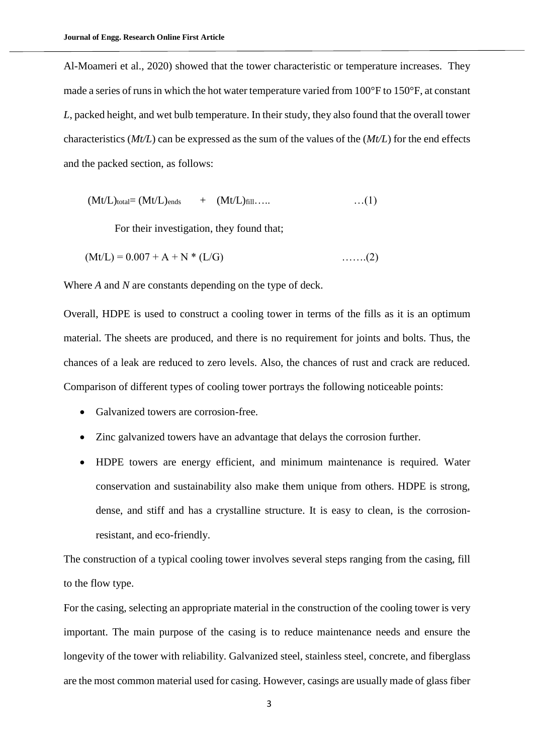Al-Moameri et al., 2020) showed that the tower characteristic or temperature increases. They made a series of runs in which the hot water temperature varied from 100°F to 150°F, at constant *L*, packed height, and wet bulb temperature. In their study, they also found that the overall tower characteristics (*Mt/L*) can be expressed as the sum of the values of the (*Mt/L*) for the end effects and the packed section, as follows:

$$(Mt/L)_{total} = (Mt/L)_{ends} + (Mt/L)_{fill} \quad \ldots(1)$$

For their investigation, they found that;

$$(Mt/L) = 0.007 + A + N * (L/G) \quad \ldots(2)$$

Where *A* and *N* are constants depending on the type of deck.

Overall, HDPE is used to construct a cooling tower in terms of the fills as it is an optimum material. The sheets are produced, and there is no requirement for joints and bolts. Thus, the chances of a leak are reduced to zero levels. Also, the chances of rust and crack are reduced. Comparison of different types of cooling tower portrays the following noticeable points:

- Galvanized towers are corrosion-free.
- Zinc galvanized towers have an advantage that delays the corrosion further.
- HDPE towers are energy efficient, and minimum maintenance is required. Water conservation and sustainability also make them unique from others. HDPE is strong, dense, and stiff and has a crystalline structure. It is easy to clean, is the corrosion-resistant, and eco-friendly.

The construction of a typical cooling tower involves several steps ranging from the casing, fill to the flow type.

For the casing, selecting an appropriate material in the construction of the cooling tower is very important. The main purpose of the casing is to reduce maintenance needs and ensure the longevity of the tower with reliability. Galvanized steel, stainless steel, concrete, and fiberglass are the most common material used for casing. However, casings are usually made of glass fiber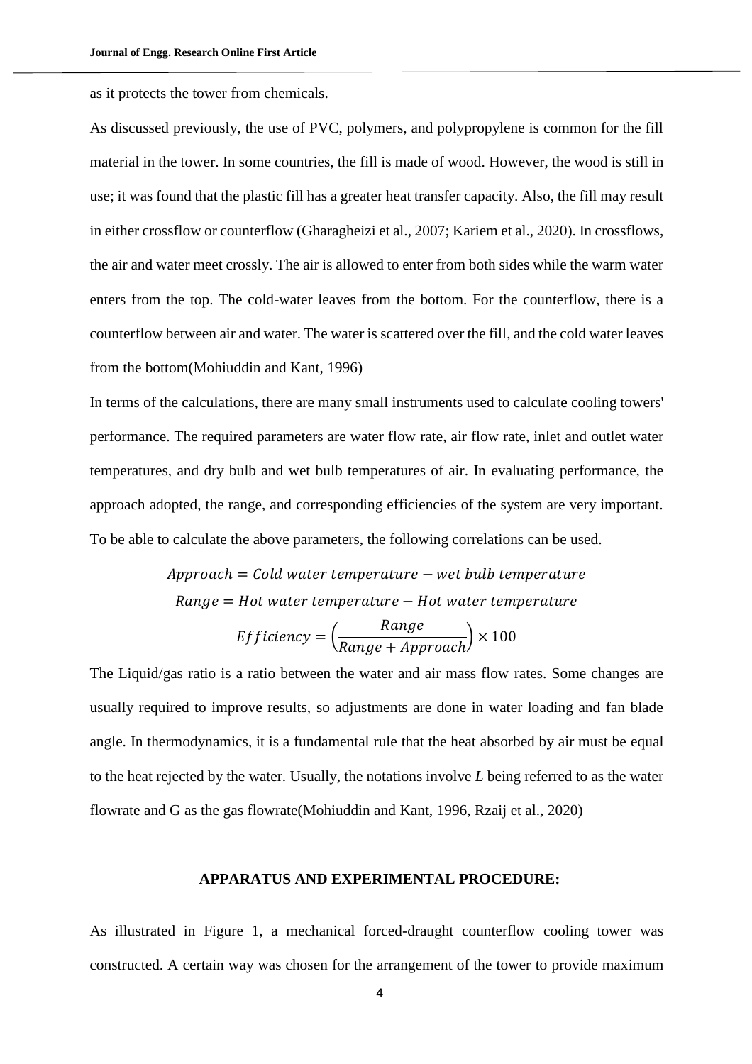as it protects the tower from chemicals.

As discussed previously, the use of PVC, polymers, and polypropylene is common for the fill material in the tower. In some countries, the fill is made of wood. However, the wood is still in use; it was found that the plastic fill has a greater heat transfer capacity. Also, the fill may result in either crossflow or counterflow (Gharagheizi et al., 2007; Kariem et al., 2020). In crossflows, the air and water meet crossly. The air is allowed to enter from both sides while the warm water enters from the top. The cold-water leaves from the bottom. For the counterflow, there is a counterflow between air and water. The water is scattered over the fill, and the cold water leaves from the bottom(Mohiuddin and Kant, 1996)

In terms of the calculations, there are many small instruments used to calculate cooling towers' performance. The required parameters are water flow rate, air flow rate, inlet and outlet water temperatures, and dry bulb and wet bulb temperatures of air. In evaluating performance, the approach adopted, the range, and corresponding efficiencies of the system are very important. To be able to calculate the above parameters, the following correlations can be used.

$$Approach = Cold\ water\ temperature - wet\ bulb\ temperature$$

$$Range = Hot\ water\ temperature - Hot\ water\ temperature$$

$$Efficiency = \left(\frac{Range}{Range + Approach}\right) \times 100$$

The Liquid/gas ratio is a ratio between the water and air mass flow rates. Some changes are usually required to improve results, so adjustments are done in water loading and fan blade angle. In thermodynamics, it is a fundamental rule that the heat absorbed by air must be equal to the heat rejected by the water. Usually, the notations involve *L* being referred to as the water flowrate and G as the gas flowrate(Mohiuddin and Kant, 1996, Rzaij et al., 2020)

## APPARATUS AND EXPERIMENTAL PROCEDURE:

As illustrated in Figure 1, a mechanical forced-draught counterflow cooling tower was constructed. A certain way was chosen for the arrangement of the tower to provide maximum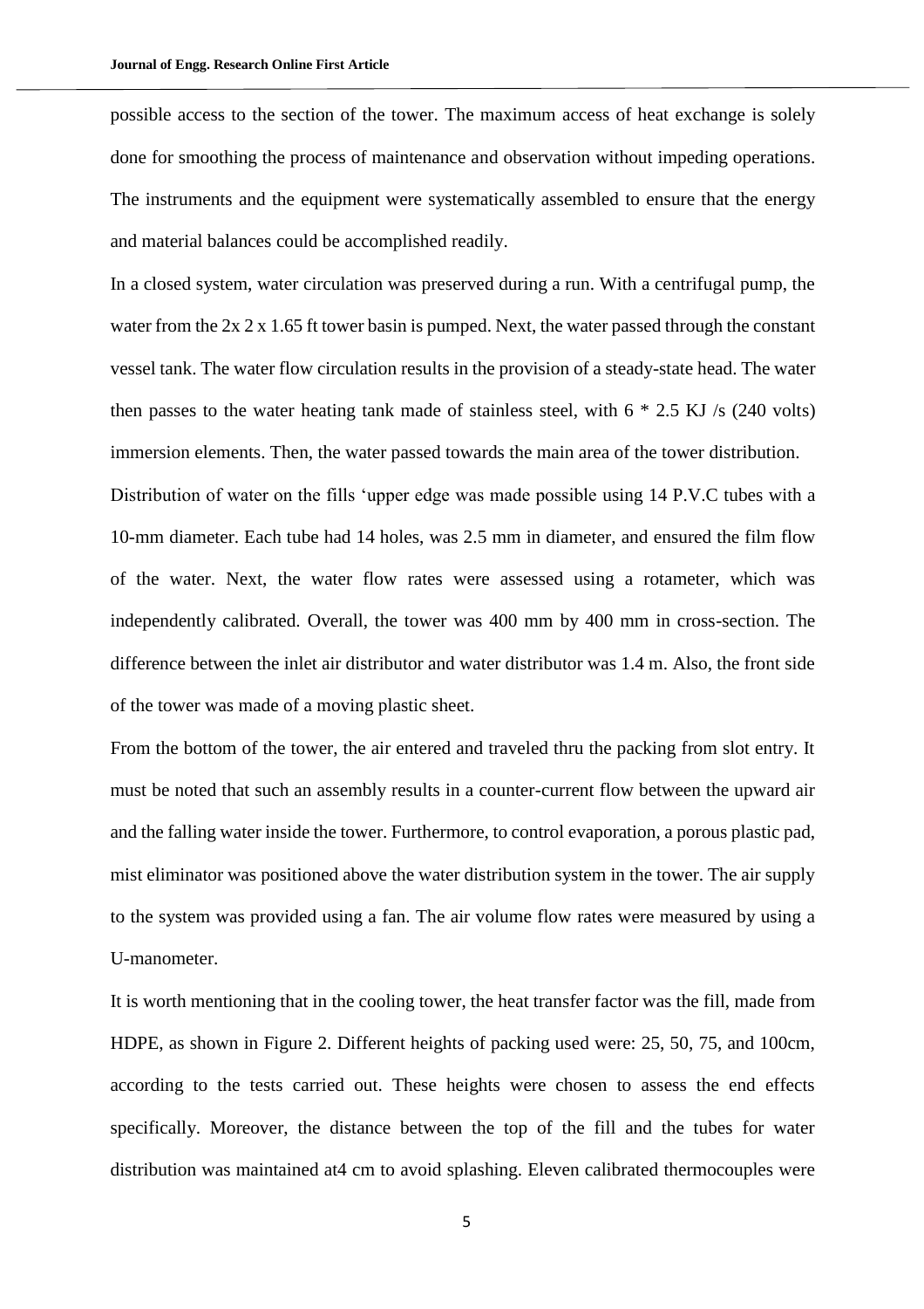possible access to the section of the tower. The maximum access of heat exchange is solely done for smoothing the process of maintenance and observation without impeding operations. The instruments and the equipment were systematically assembled to ensure that the energy and material balances could be accomplished readily.

In a closed system, water circulation was preserved during a run. With a centrifugal pump, the water from the 2x 2 x 1.65 ft tower basin is pumped. Next, the water passed through the constant vessel tank. The water flow circulation results in the provision of a steady-state head. The water then passes to the water heating tank made of stainless steel, with 6 * 2.5 KJ /s (240 volts) immersion elements. Then, the water passed towards the main area of the tower distribution.

Distribution of water on the fills 'upper edge was made possible using 14 P.V.C tubes with a 10-mm diameter. Each tube had 14 holes, was 2.5 mm in diameter, and ensured the film flow of the water. Next, the water flow rates were assessed using a rotameter, which was independently calibrated. Overall, the tower was 400 mm by 400 mm in cross-section. The difference between the inlet air distributor and water distributor was 1.4 m. Also, the front side of the tower was made of a moving plastic sheet.

From the bottom of the tower, the air entered and traveled thru the packing from slot entry. It must be noted that such an assembly results in a counter-current flow between the upward air and the falling water inside the tower. Furthermore, to control evaporation, a porous plastic pad, mist eliminator was positioned above the water distribution system in the tower. The air supply to the system was provided using a fan. The air volume flow rates were measured by using a U-manometer.

It is worth mentioning that in the cooling tower, the heat transfer factor was the fill, made from HDPE, as shown in Figure 2. Different heights of packing used were: 25, 50, 75, and 100cm, according to the tests carried out. These heights were chosen to assess the end effects specifically. Moreover, the distance between the top of the fill and the tubes for water distribution was maintained at4 cm to avoid splashing. Eleven calibrated thermocouples were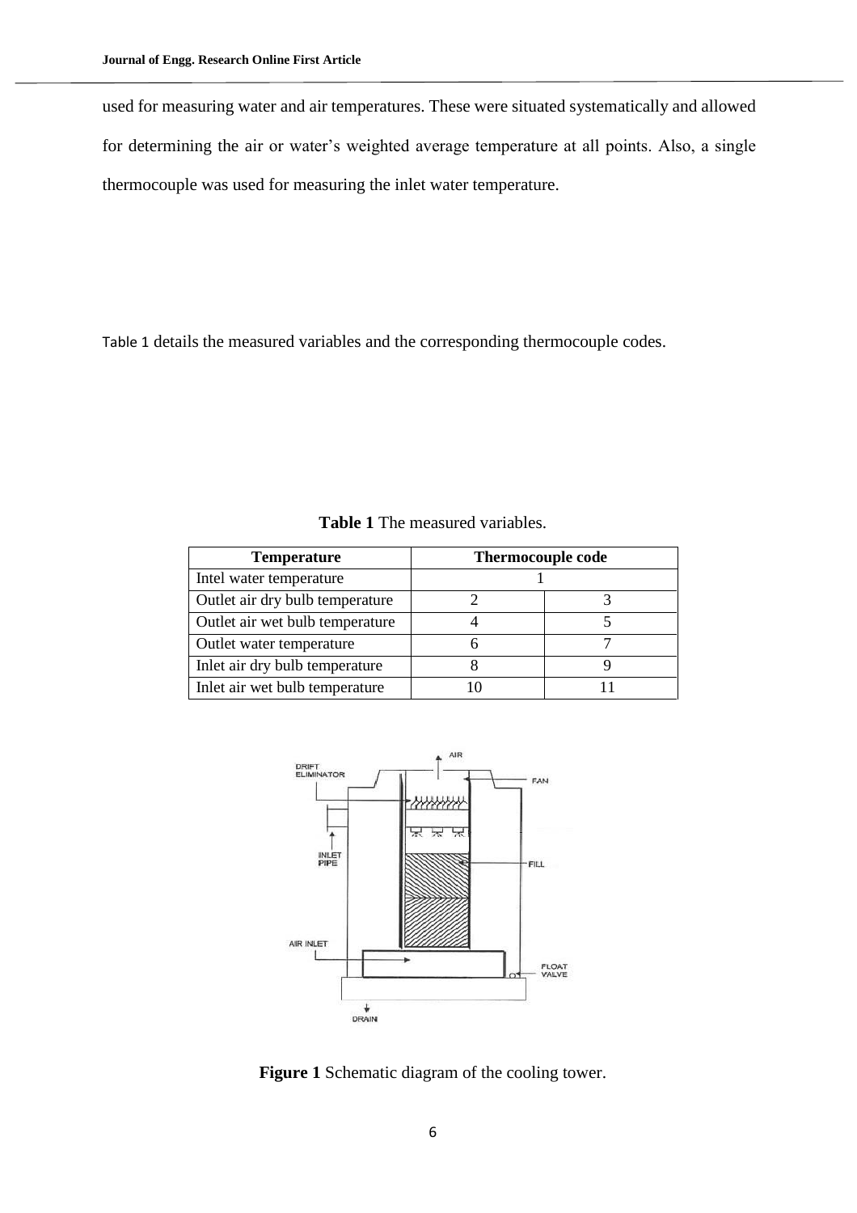used for measuring water and air temperatures. These were situated systematically and allowed for determining the air or water's weighted average temperature at all points. Also, a single thermocouple was used for measuring the inlet water temperature.

Table 1 details the measured variables and the corresponding thermocouple codes.

**Table 1** The measured variables.

| Temperature | Thermocouple code | |
|---|---|---|
| Intel water temperature | 1 | |
| Outlet air dry bulb temperature | 2 | 3 |
| Outlet air wet bulb temperature | 4 | 5 |
| Outlet water temperature | 6 | 7 |
| Inlet air dry bulb temperature | 8 | 9 |
| Inlet air wet bulb temperature | 10 | 11 |

**Figure 1** Schematic diagram of the cooling tower.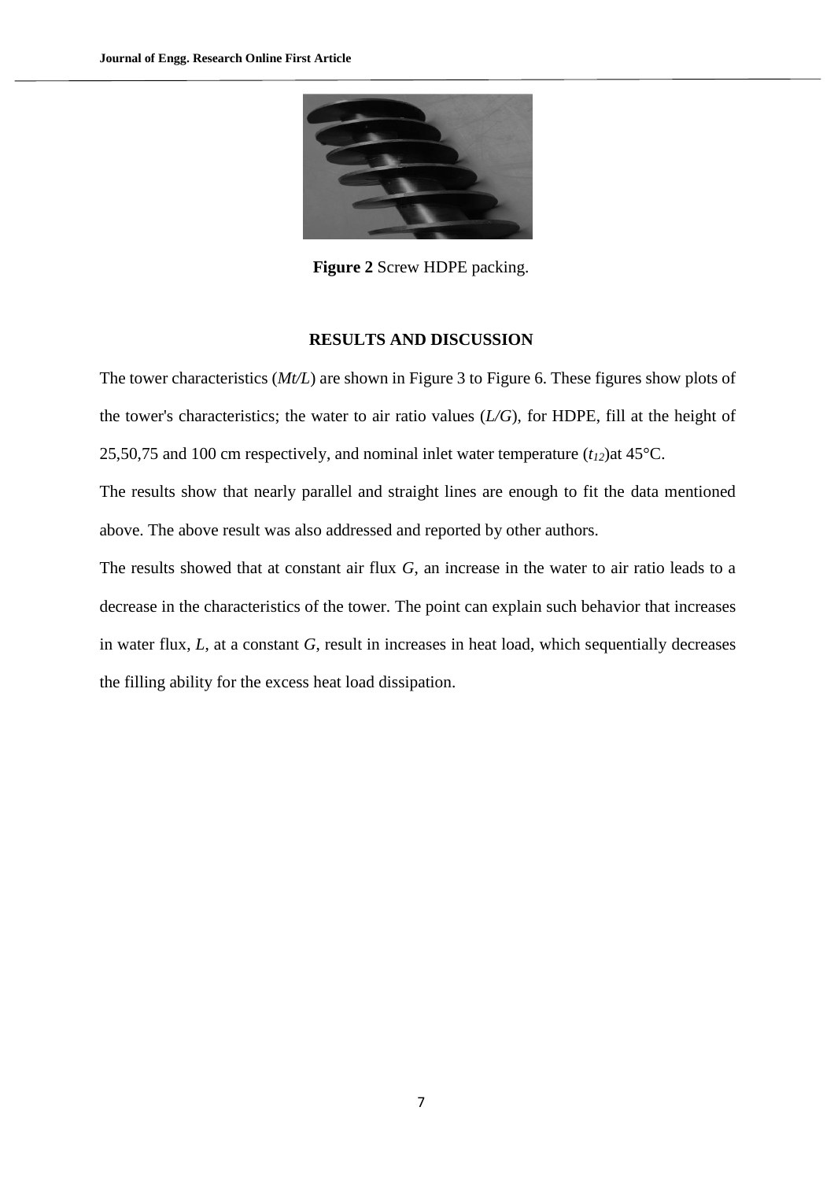**Figure 2** Screw HDPE packing.

## RESULTS AND DISCUSSION

The tower characteristics (*Mt/L*) are shown in Figure 3 to Figure 6. These figures show plots of the tower's characteristics; the water to air ratio values (*L/G*), for HDPE, fill at the height of 25,50,75 and 100 cm respectively, and nominal inlet water temperature ($t_{12}$)at 45°C.

The results show that nearly parallel and straight lines are enough to fit the data mentioned above. The above result was also addressed and reported by other authors.

The results showed that at constant air flux *G*, an increase in the water to air ratio leads to a decrease in the characteristics of the tower. The point can explain such behavior that increases in water flux, *L*, at a constant *G*, result in increases in heat load, which sequentially decreases the filling ability for the excess heat load dissipation.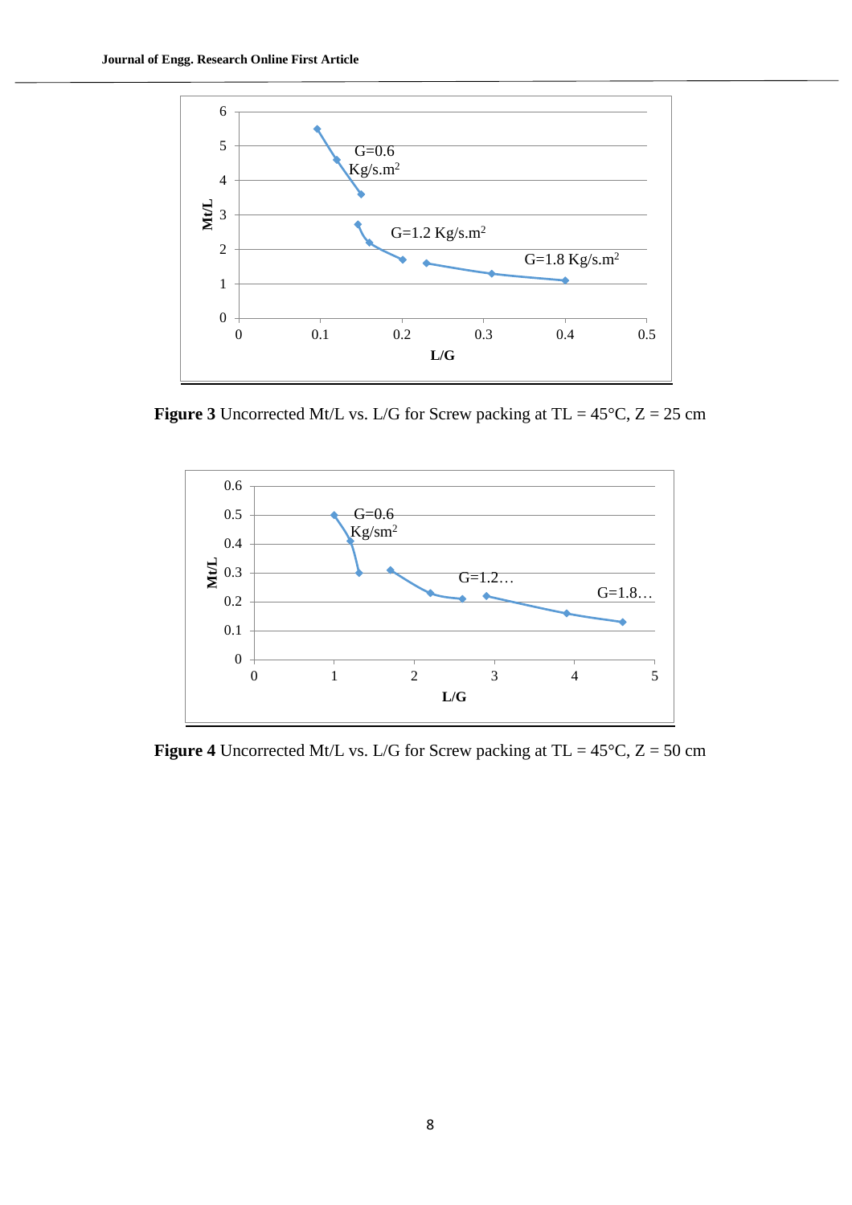**Figure 3** Uncorrected Mt/L vs. L/G for Screw packing at TL = 45°C, Z = 25 cm

**Figure 4** Uncorrected Mt/L vs. L/G for Screw packing at TL = 45°C, Z = 50 cm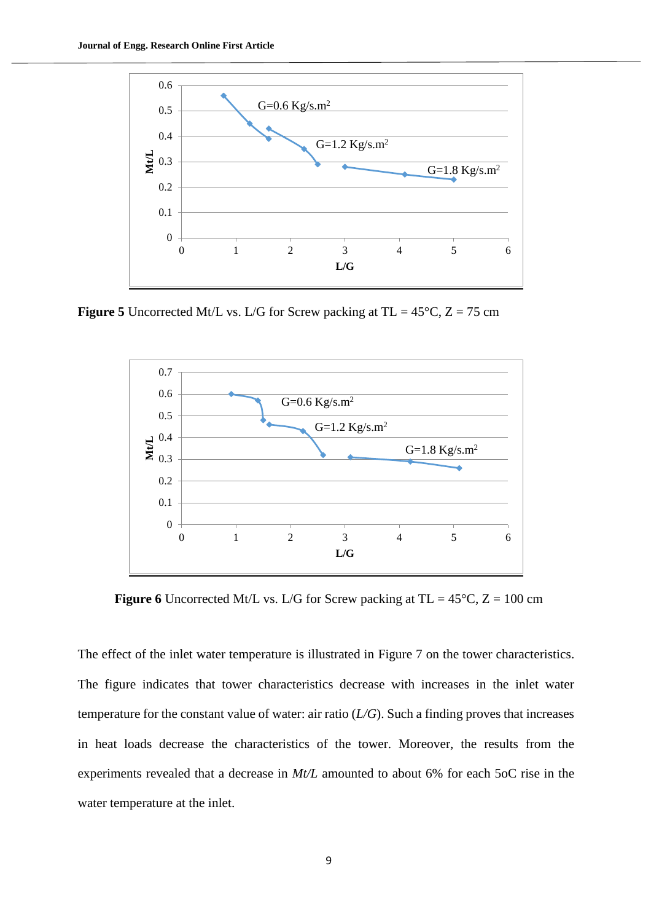Figure 5 Uncorrected Mt/L vs. L/G for Screw packing at TL = 45°C, Z = 75 cm

Figure 6 Uncorrected Mt/L vs. L/G for Screw packing at TL = 45°C, Z = 100 cm

The effect of the inlet water temperature is illustrated in Figure 7 on the tower characteristics. The figure indicates that tower characteristics decrease with increases in the inlet water temperature for the constant value of water: air ratio (*L/G*). Such a finding proves that increases in heat loads decrease the characteristics of the tower. Moreover, the results from the experiments revealed that a decrease in *Mt/L* amounted to about 6% for each 5oC rise in the water temperature at the inlet.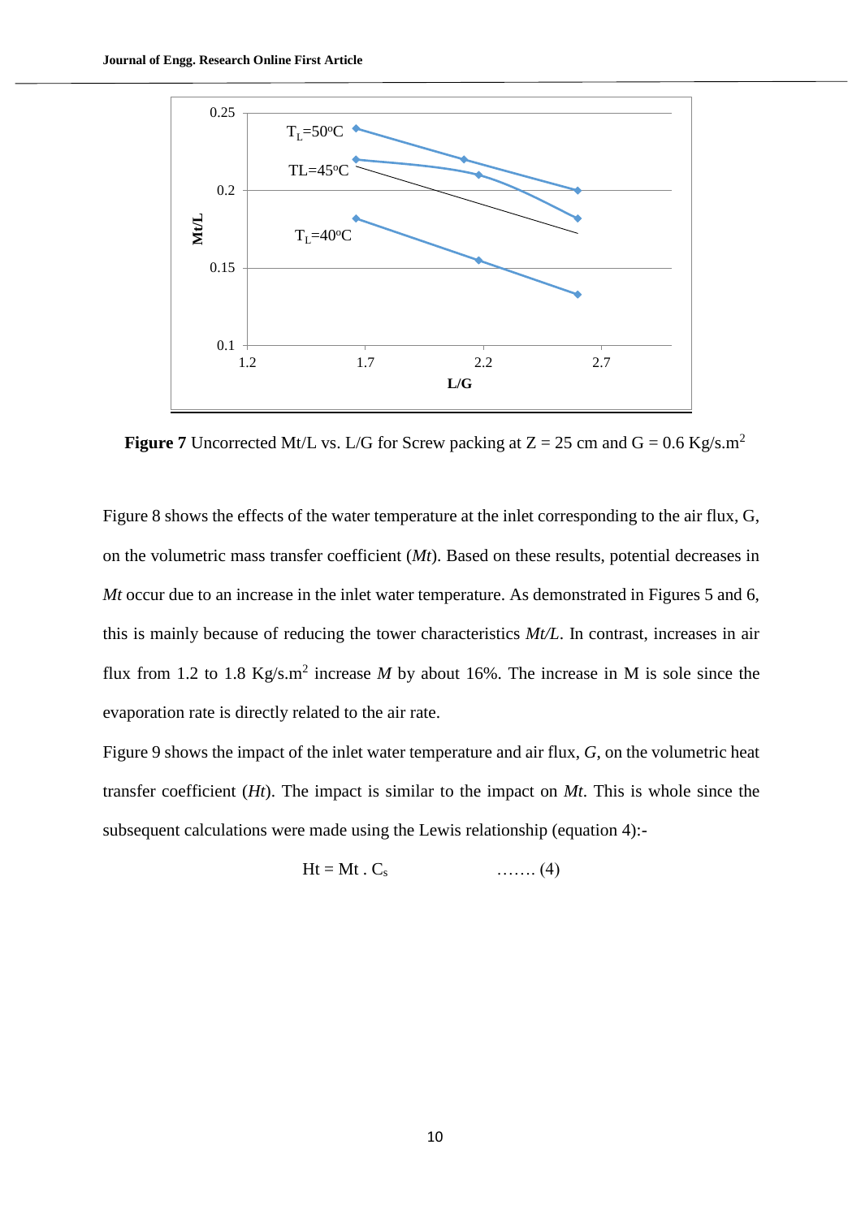**Figure 7** Uncorrected Mt/L vs. L/G for Screw packing at Z = 25 cm and G = 0.6 Kg/s.m$^2$

Figure 8 shows the effects of the water temperature at the inlet corresponding to the air flux, G, on the volumetric mass transfer coefficient (*Mt*). Based on these results, potential decreases in *Mt* occur due to an increase in the inlet water temperature. As demonstrated in Figures 5 and 6, this is mainly because of reducing the tower characteristics *Mt/L*. In contrast, increases in air flux from 1.2 to 1.8 Kg/s.m$^2$ increase *M* by about 16%. The increase in M is sole since the evaporation rate is directly related to the air rate.

Figure 9 shows the impact of the inlet water temperature and air flux, *G*, on the volumetric heat transfer coefficient (*Ht*). The impact is similar to the impact on *Mt*. This is whole since the subsequent calculations were made using the Lewis relationship (equation 4):-

$$Ht = Mt \cdot C_s \qquad \ldots\ldots (4)$$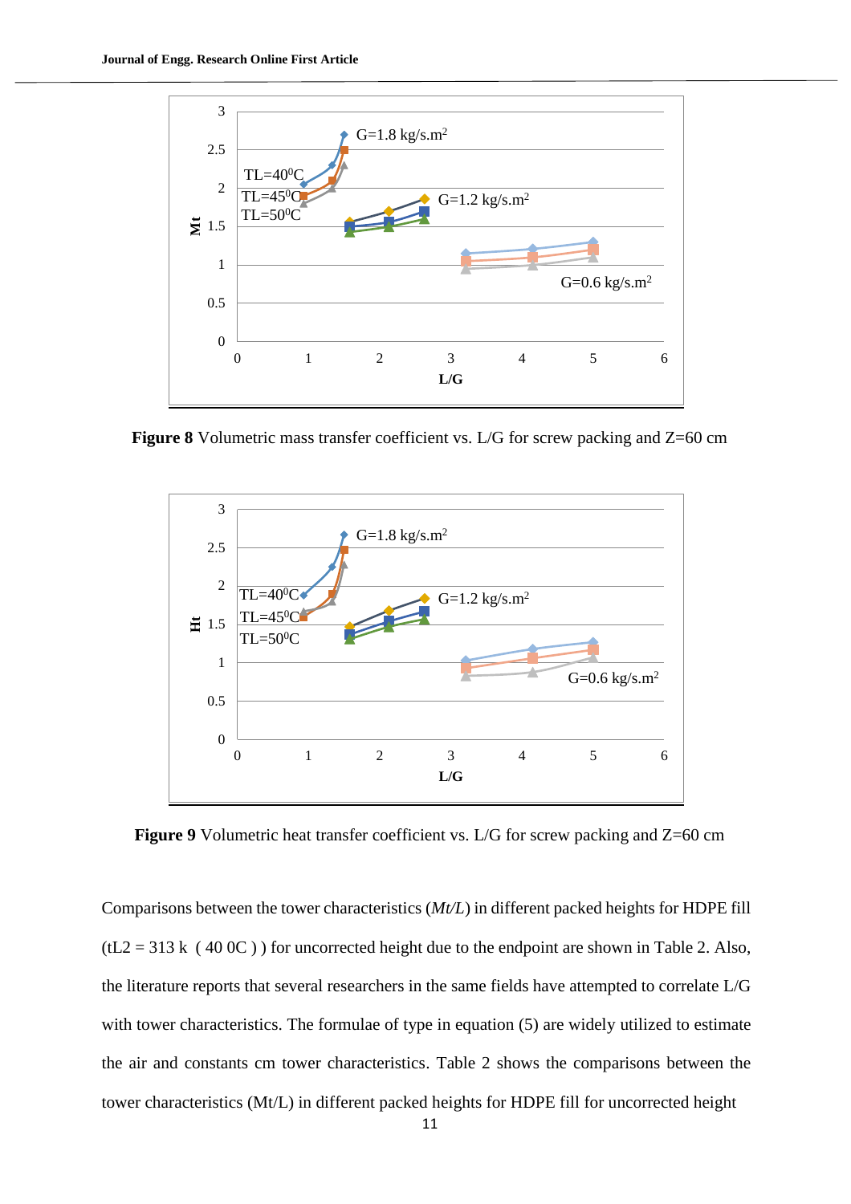**Figure 8** Volumetric mass transfer coefficient vs. L/G for screw packing and Z=60 cm

**Figure 9** Volumetric heat transfer coefficient vs. L/G for screw packing and Z=60 cm

Comparisons between the tower characteristics (*Mt/L*) in different packed heights for HDPE fill ($tL2$ = 313 k ( 40 0C ) ) for uncorrected height due to the endpoint are shown in Table 2. Also, the literature reports that several researchers in the same fields have attempted to correlate L/G with tower characteristics. The formulae of type in equation (5) are widely utilized to estimate the air and constants cm tower characteristics. Table 2 shows the comparisons between the tower characteristics (Mt/L) in different packed heights for HDPE fill for uncorrected height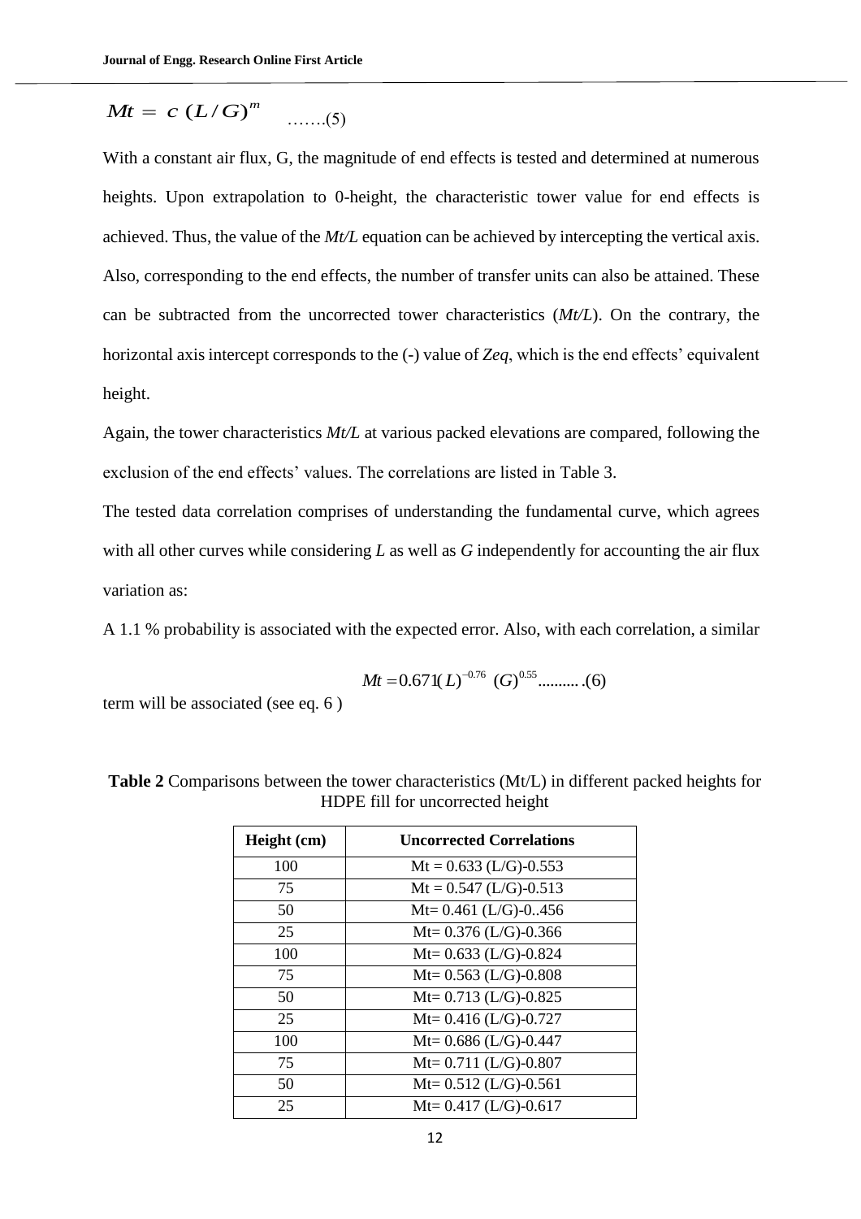$$Mt = c\ (L/G)^{m} \quad .......(5)$$

With a constant air flux, G, the magnitude of end effects is tested and determined at numerous heights. Upon extrapolation to 0-height, the characteristic tower value for end effects is achieved. Thus, the value of the *Mt/L* equation can be achieved by intercepting the vertical axis. Also, corresponding to the end effects, the number of transfer units can also be attained. These can be subtracted from the uncorrected tower characteristics (*Mt/L*). On the contrary, the horizontal axis intercept corresponds to the (-) value of *Zeq*, which is the end effects' equivalent height.

Again, the tower characteristics *Mt/L* at various packed elevations are compared, following the exclusion of the end effects' values. The correlations are listed in Table 3.

The tested data correlation comprises of understanding the fundamental curve, which agrees with all other curves while considering *L* as well as *G* independently for accounting the air flux variation as:

A 1.1 % probability is associated with the expected error. Also, with each correlation, a similar term will be associated (see eq. 6 )

$$Mt = 0.671(L)^{-0.76}\ (G)^{0.55} .........(6)$$

**Table 2** Comparisons between the tower characteristics (Mt/L) in different packed heights for HDPE fill for uncorrected height

| Height (cm) | Uncorrected Correlations |
|---|---|
| 100 | Mt = 0.633 (L/G)-0.553 |
| 75 | Mt = 0.547 (L/G)-0.513 |
| 50 | Mt= 0.461 (L/G)-0..456 |
| 25 | Mt= 0.376 (L/G)-0.366 |
| 100 | Mt= 0.633 (L/G)-0.824 |
| 75 | Mt= 0.563 (L/G)-0.808 |
| 50 | Mt= 0.713 (L/G)-0.825 |
| 25 | Mt= 0.416 (L/G)-0.727 |
| 100 | Mt= 0.686 (L/G)-0.447 |
| 75 | Mt= 0.711 (L/G)-0.807 |
| 50 | Mt= 0.512 (L/G)-0.561 |
| 25 | Mt= 0.417 (L/G)-0.617 |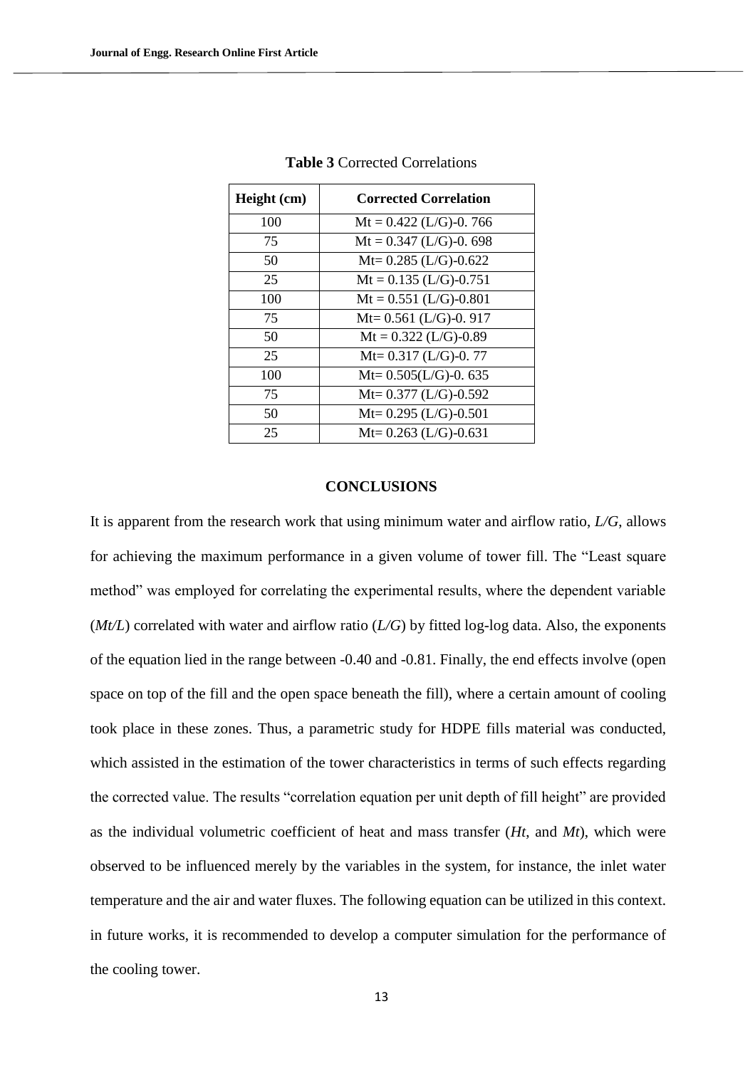**Table 3** Corrected Correlations

| Height (cm) | Corrected Correlation |
|---|---|
| 100 | $Mt = 0.422\ (L/G)^{-0.766}$ |
| 75 | $Mt = 0.347\ (L/G)^{-0.698}$ |
| 50 | $Mt = 0.285\ (L/G)^{-0.622}$ |
| 25 | $Mt = 0.135\ (L/G)^{-0.751}$ |
| 100 | $Mt = 0.551\ (L/G)^{-0.801}$ |
| 75 | $Mt = 0.561\ (L/G)^{-0.917}$ |
| 50 | $Mt = 0.322\ (L/G)^{-0.89}$ |
| 25 | $Mt = 0.317\ (L/G)^{-0.77}$ |
| 100 | $Mt = 0.505(L/G)^{-0.635}$ |
| 75 | $Mt = 0.377\ (L/G)^{-0.592}$ |
| 50 | $Mt = 0.295\ (L/G)^{-0.501}$ |
| 25 | $Mt = 0.263\ (L/G)^{-0.631}$ |

## CONCLUSIONS

It is apparent from the research work that using minimum water and airflow ratio, *L/G*, allows for achieving the maximum performance in a given volume of tower fill. The "Least square method" was employed for correlating the experimental results, where the dependent variable (*Mt/L*) correlated with water and airflow ratio (*L/G*) by fitted log-log data. Also, the exponents of the equation lied in the range between -0.40 and -0.81. Finally, the end effects involve (open space on top of the fill and the open space beneath the fill), where a certain amount of cooling took place in these zones. Thus, a parametric study for HDPE fills material was conducted, which assisted in the estimation of the tower characteristics in terms of such effects regarding the corrected value. The results "correlation equation per unit depth of fill height" are provided as the individual volumetric coefficient of heat and mass transfer (*Ht*, and *Mt*), which were observed to be influenced merely by the variables in the system, for instance, the inlet water temperature and the air and water fluxes. The following equation can be utilized in this context. in future works, it is recommended to develop a computer simulation for the performance of the cooling tower.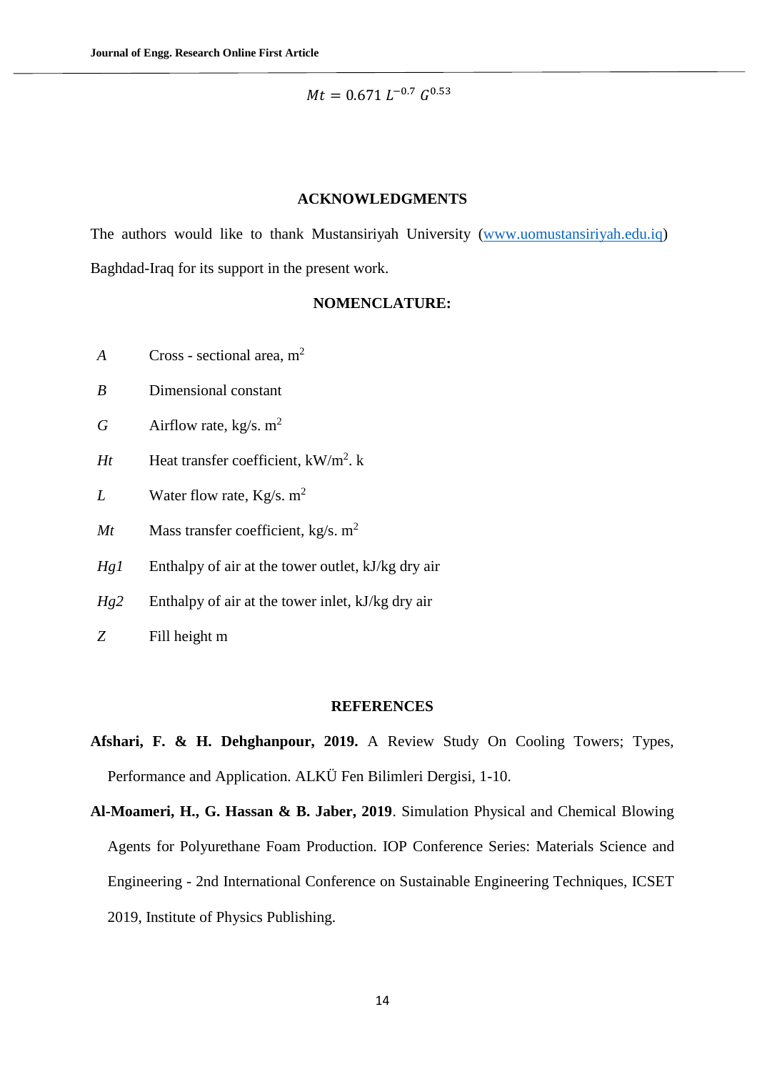$$Mt = 0.671\ L^{-0.7}\ G^{0.53}$$

## ACKNOWLEDGMENTS

The authors would like to thank Mustansiriyah University (www.uomustansiriyah.edu.iq) Baghdad-Iraq for its support in the present work.

## NOMENCLATURE:

| | |
|---|---|
| *A* | Cross - sectional area, $m^2$ |
| *B* | Dimensional constant |
| *G* | Airflow rate, kg/s. $m^2$ |
| *Ht* | Heat transfer coefficient, kW/$m^2$. k |
| *L* | Water flow rate, Kg/s. $m^2$ |
| *Mt* | Mass transfer coefficient, kg/s. $m^2$ |
| *Hg1* | Enthalpy of air at the tower outlet, kJ/kg dry air |
| *Hg2* | Enthalpy of air at the tower inlet, kJ/kg dry air |
| *Z* | Fill height m |

## REFERENCES

**Afshari, F. & H. Dehghanpour, 2019.** A Review Study On Cooling Towers; Types, Performance and Application. ALKÜ Fen Bilimleri Dergisi, 1-10.

**Al-Moameri, H., G. Hassan & B. Jaber, 2019**. Simulation Physical and Chemical Blowing Agents for Polyurethane Foam Production. IOP Conference Series: Materials Science and Engineering - 2nd International Conference on Sustainable Engineering Techniques, ICSET 2019, Institute of Physics Publishing.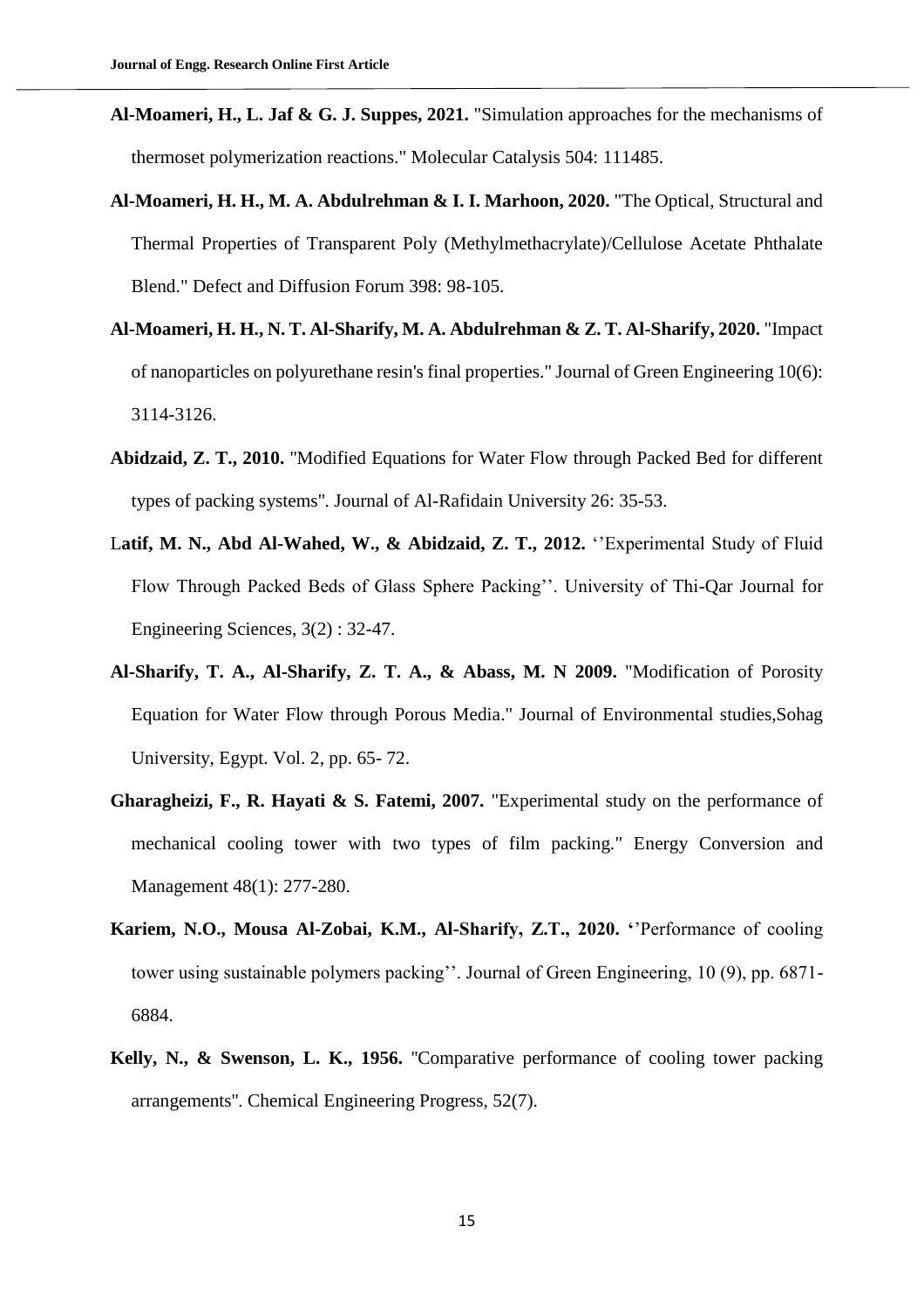**Al-Moameri, H., L. Jaf & G. J. Suppes, 2021.** "Simulation approaches for the mechanisms of thermoset polymerization reactions." Molecular Catalysis 504: 111485.

**Al-Moameri, H. H., M. A. Abdulrehman & I. I. Marhoon, 2020.** "The Optical, Structural and Thermal Properties of Transparent Poly (Methylmethacrylate)/Cellulose Acetate Phthalate Blend." Defect and Diffusion Forum 398: 98-105.

**Al-Moameri, H. H., N. T. Al-Sharify, M. A. Abdulrehman & Z. T. Al-Sharify, 2020.** "Impact of nanoparticles on polyurethane resin's final properties." Journal of Green Engineering 10(6): 3114-3126.

**Abidzaid, Z. T., 2010.** "Modified Equations for Water Flow through Packed Bed for different types of packing systems". Journal of Al-Rafidain University 26: 35-53.

L**atif, M. N., Abd Al-Wahed, W., & Abidzaid, Z. T., 2012.** ''Experimental Study of Fluid Flow Through Packed Beds of Glass Sphere Packing''. University of Thi-Qar Journal for Engineering Sciences, 3(2) : 32-47.

**Al-Sharify, T. A., Al-Sharify, Z. T. A., & Abass, M. N 2009.** "Modification of Porosity Equation for Water Flow through Porous Media." Journal of Environmental studies,Sohag University, Egypt. Vol. 2, pp. 65- 72.

**Gharagheizi, F., R. Hayati & S. Fatemi, 2007.** "Experimental study on the performance of mechanical cooling tower with two types of film packing." Energy Conversion and Management 48(1): 277-280.

**Kariem, N.O., Mousa Al-Zobai, K.M., Al-Sharify, Z.T., 2020. '**'Performance of cooling tower using sustainable polymers packing''. Journal of Green Engineering, 10 (9), pp. 6871-6884.

**Kelly, N., & Swenson, L. K., 1956.** "Comparative performance of cooling tower packing arrangements". Chemical Engineering Progress, 52(7).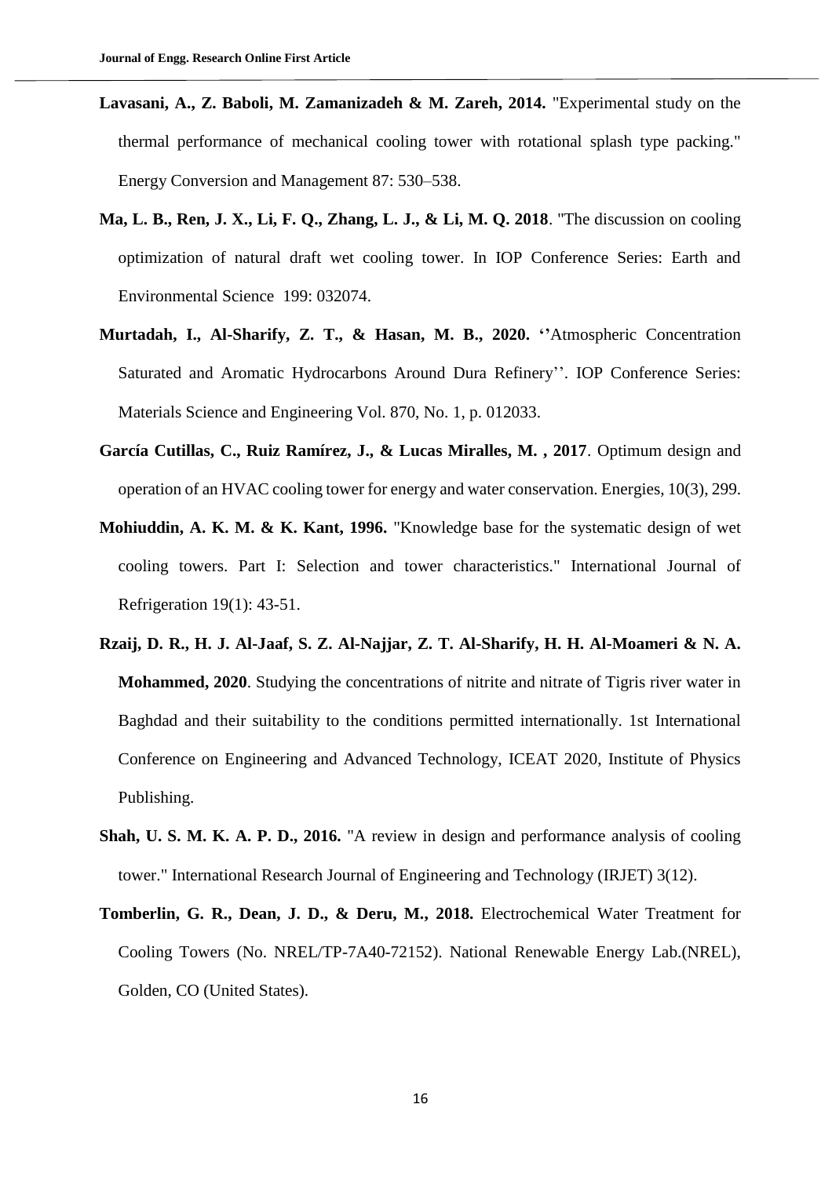**Lavasani, A., Z. Baboli, M. Zamanizadeh & M. Zareh, 2014.** "Experimental study on the thermal performance of mechanical cooling tower with rotational splash type packing." Energy Conversion and Management 87: 530–538.

**Ma, L. B., Ren, J. X., Li, F. Q., Zhang, L. J., & Li, M. Q. 2018**. "The discussion on cooling optimization of natural draft wet cooling tower. In IOP Conference Series: Earth and Environmental Science 199: 032074.

**Murtadah, I., Al-Sharify, Z. T., & Hasan, M. B., 2020.** ''Atmospheric Concentration Saturated and Aromatic Hydrocarbons Around Dura Refinery''. IOP Conference Series: Materials Science and Engineering Vol. 870, No. 1, p. 012033.

**García Cutillas, C., Ruiz Ramírez, J., & Lucas Miralles, M. , 2017**. Optimum design and operation of an HVAC cooling tower for energy and water conservation. Energies, 10(3), 299.

**Mohiuddin, A. K. M. & K. Kant, 1996.** "Knowledge base for the systematic design of wet cooling towers. Part I: Selection and tower characteristics." International Journal of Refrigeration 19(1): 43-51.

**Rzaij, D. R., H. J. Al-Jaaf, S. Z. Al-Najjar, Z. T. Al-Sharify, H. H. Al-Moameri & N. A. Mohammed, 2020**. Studying the concentrations of nitrite and nitrate of Tigris river water in Baghdad and their suitability to the conditions permitted internationally. 1st International Conference on Engineering and Advanced Technology, ICEAT 2020, Institute of Physics Publishing.

**Shah, U. S. M. K. A. P. D., 2016.** "A review in design and performance analysis of cooling tower." International Research Journal of Engineering and Technology (IRJET) 3(12).

**Tomberlin, G. R., Dean, J. D., & Deru, M., 2018.** Electrochemical Water Treatment for Cooling Towers (No. NREL/TP-7A40-72152). National Renewable Energy Lab.(NREL), Golden, CO (United States).